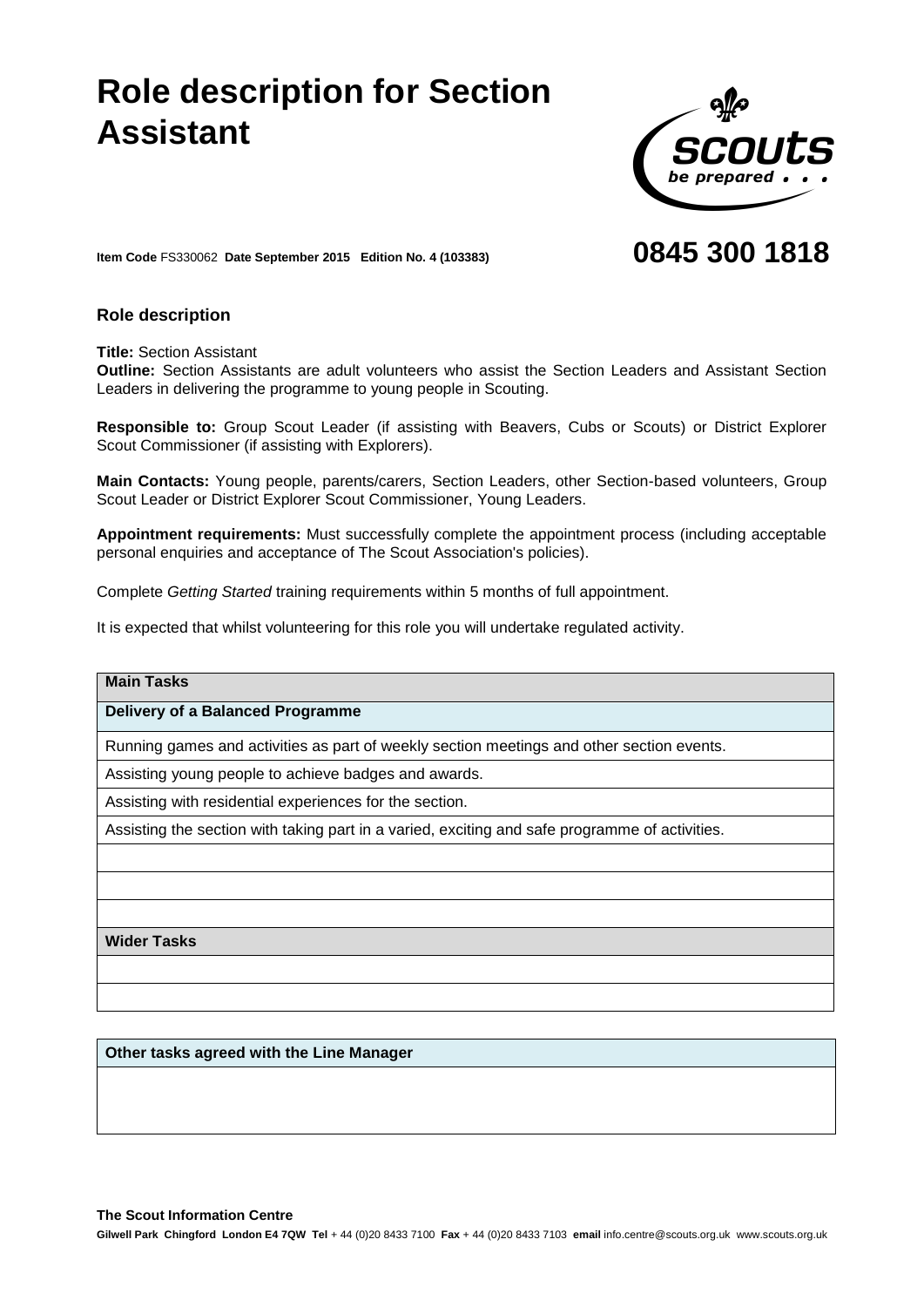# Role description for Section Assistant

**Item Code** FS330062 **Date September 2015 Edition No. 4 (103383)**

**0845 300 1818**

### Role description

**Title:** Section Assistant

**Outline:** Section Assistants are adult volunteers who assist the Section Leaders and Assistant Section Leaders in delivering the programme to young people in Scouting.

**Responsible to:** Group Scout Leader (if assisting with Beavers, Cubs or Scouts) or District Explorer Scout Commissioner (if assisting with Explorers).

**Main Contacts:** Young people, parents/carers, Section Leaders, other Section-based volunteers, Group Scout Leader or District Explorer Scout Commissioner, Young Leaders.

**Appointment requirements:** Must successfully complete the appointment process (including acceptable personal enquiries and acceptance of The Scout Association's policies).

Complete *Getting Started* training requirements within 5 months of full appointment.

It is expected that whilst volunteering for this role you will undertake regulated activity.

| **Main Tasks** |
| --- |
| **Delivery of a Balanced Programme** |
| Running games and activities as part of weekly section meetings and other section events. |
| Assisting young people to achieve badges and awards. |
| Assisting with residential experiences for the section. |
| Assisting the section with taking part in a varied, exciting and safe programme of activities. |
| |
| |
| |
| **Wider Tasks** |
| |
| |

| **Other tasks agreed with the Line Manager** |
| --- |
| |

**The Scout Information Centre**

**Gilwell Park Chingford London E4 7QW Tel** + 44 (0)20 8433 7100 **Fax** + 44 (0)20 8433 7103 **email** info.centre@scouts.org.uk www.scouts.org.uk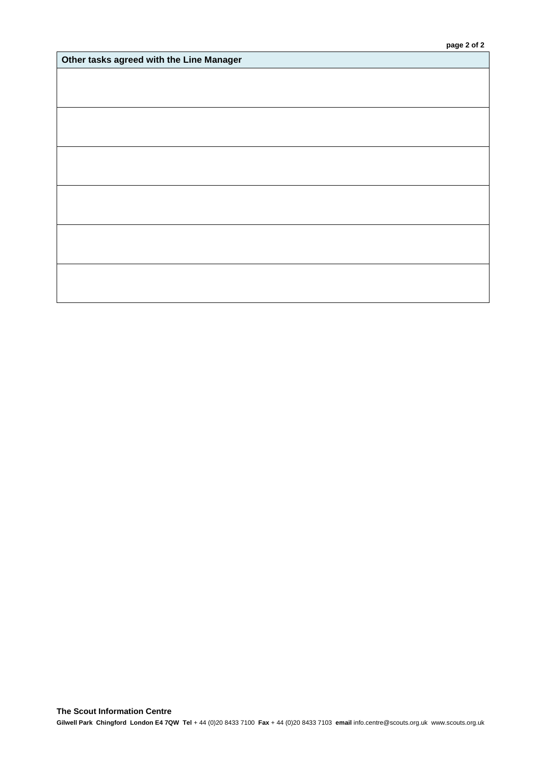| Other tasks agreed with the Line Manager |
| --- |
| |
| |
| |
| |
| |
| |

**The Scout Information Centre**

**Gilwell Park Chingford London E4 7QW Tel** + 44 (0)20 8433 7100 **Fax** + 44 (0)20 8433 7103 **email** info.centre@scouts.org.uk www.scouts.org.uk